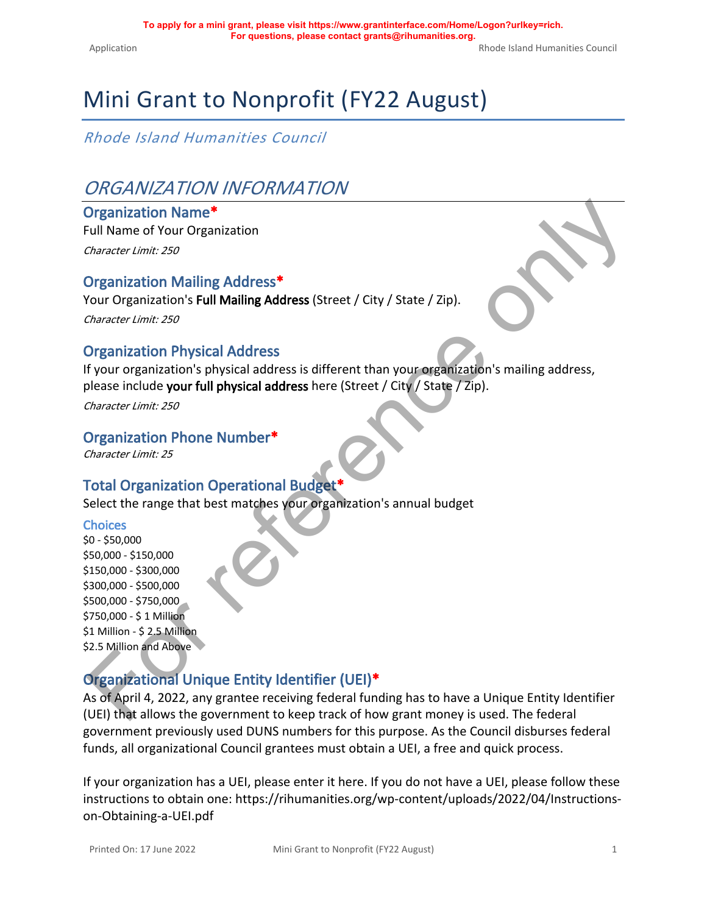To apply for a mini grant, please visit https://www.grantinterface.com/Home/Logon?urlkey=rich.
For questions, please contact grants@rihumanities.org.

# Mini Grant to Nonprofit (FY22 August)

*Rhode Island Humanities Council*

## *ORGANIZATION INFORMATION*

### Organization Name*

Full Name of Your Organization

*Character Limit: 250*

### Organization Mailing Address*

Your Organization's **Full Mailing Address** (Street / City / State / Zip).

*Character Limit: 250*

### Organization Physical Address

If your organization's physical address is different than your organization's mailing address, please include **your full physical address** here (Street / City / State / Zip).

*Character Limit: 250*

### Organization Phone Number*

*Character Limit: 25*

### Total Organization Operational Budget*

Select the range that best matches your organization's annual budget

**Choices**

$0 - $50,000
$50,000 - $150,000
$150,000 - $300,000
$300,000 - $500,000
$500,000 - $750,000
$750,000 - $ 1 Million
$1 Million - $ 2.5 Million
$2.5 Million and Above

### Organizational Unique Entity Identifier (UEI)*

As of April 4, 2022, any grantee receiving federal funding has to have a Unique Entity Identifier (UEI) that allows the government to keep track of how grant money is used. The federal government previously used DUNS numbers for this purpose. As the Council disburses federal funds, all organizational Council grantees must obtain a UEI, a free and quick process.

If your organization has a UEI, please enter it here. If you do not have a UEI, please follow these instructions to obtain one: https://rihumanities.org/wp-content/uploads/2022/04/Instructions-on-Obtaining-a-UEI.pdf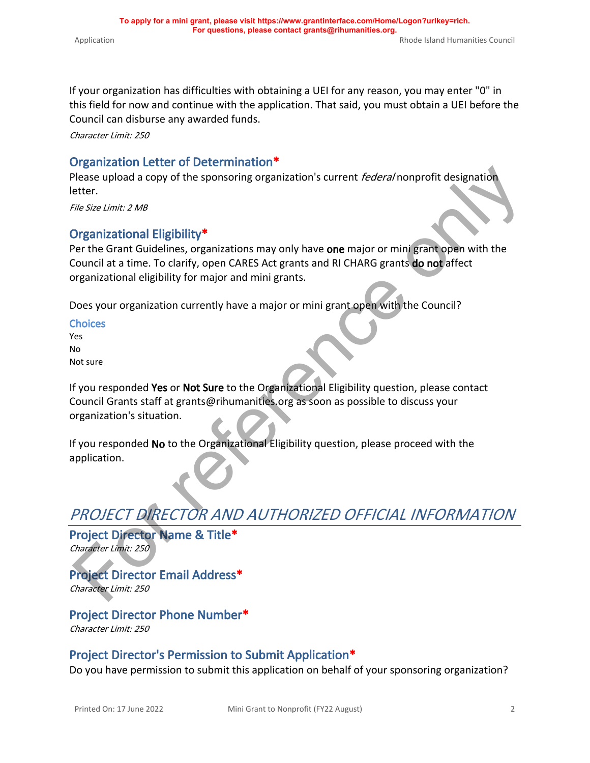If your organization has difficulties with obtaining a UEI for any reason, you may enter "0" in this field for now and continue with the application. That said, you must obtain a UEI before the Council can disburse any awarded funds.

*Character Limit: 250*

### Organization Letter of Determination*

Please upload a copy of the sponsoring organization's current *federal* nonprofit designation letter.

*File Size Limit: 2 MB*

### Organizational Eligibility*

Per the Grant Guidelines, organizations may only have **one** major or mini grant open with the Council at a time. To clarify, open CARES Act grants and RI CHARG grants **do not** affect organizational eligibility for major and mini grants.

Does your organization currently have a major or mini grant open with the Council?

#### Choices

Yes
No
Not sure

If you responded **Yes** or **Not Sure** to the Organizational Eligibility question, please contact Council Grants staff at grants@rihumanities.org as soon as possible to discuss your organization's situation.

If you responded **No** to the Organizational Eligibility question, please proceed with the application.

## *PROJECT DIRECTOR AND AUTHORIZED OFFICIAL INFORMATION*

### Project Director Name & Title*

*Character Limit: 250*

### Project Director Email Address*

*Character Limit: 250*

### Project Director Phone Number*

*Character Limit: 250*

### Project Director's Permission to Submit Application*

Do you have permission to submit this application on behalf of your sponsoring organization?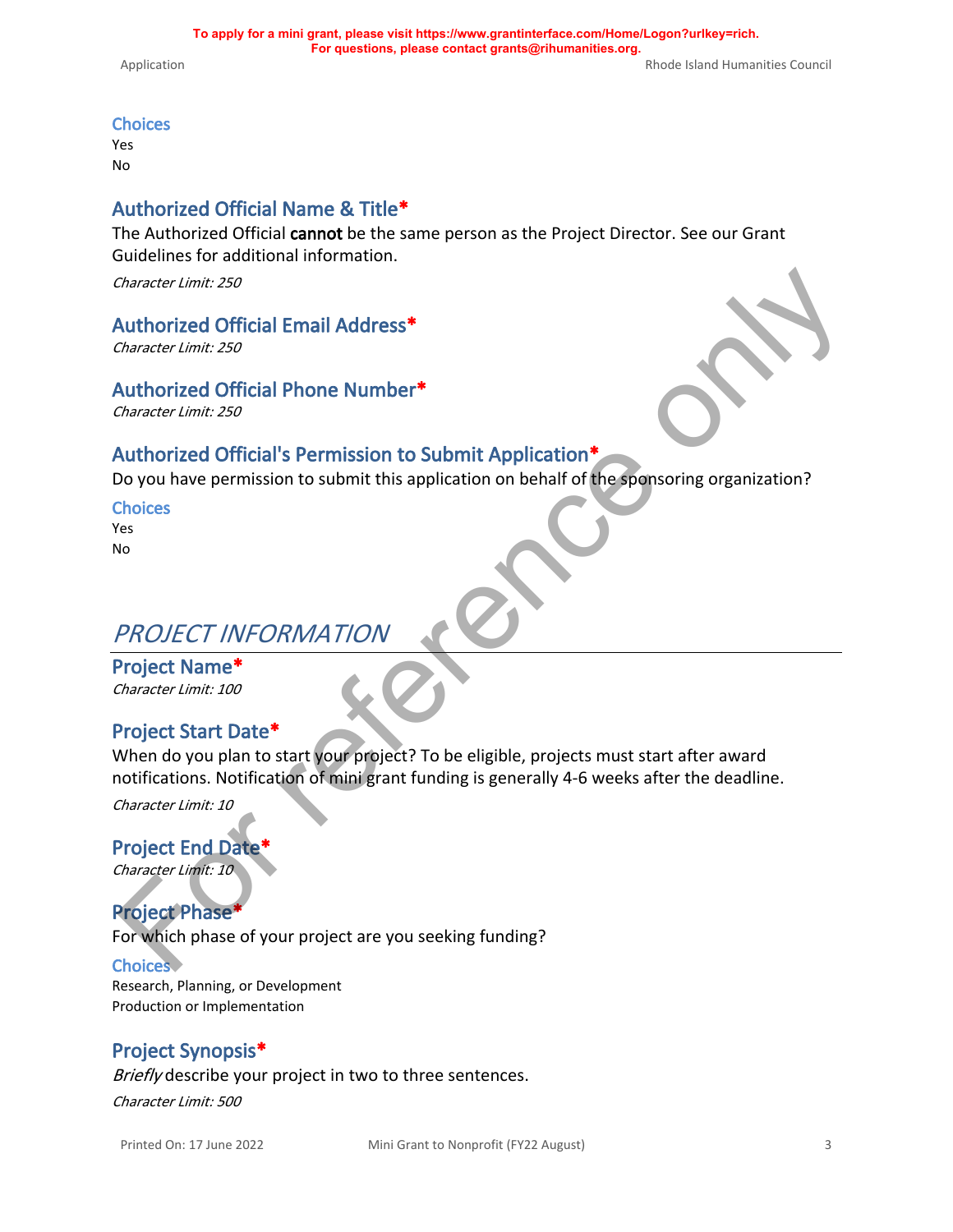### Choices

Yes

No

### Authorized Official Name & Title*

The Authorized Official **cannot** be the same person as the Project Director. See our Grant Guidelines for additional information.

*Character Limit: 250*

### Authorized Official Email Address*

*Character Limit: 250*

### Authorized Official Phone Number*

*Character Limit: 250*

### Authorized Official's Permission to Submit Application*

Do you have permission to submit this application on behalf of the sponsoring organization?

### Choices

Yes

No

## *PROJECT INFORMATION*

### Project Name*

*Character Limit: 100*

### Project Start Date*

When do you plan to start your project? To be eligible, projects must start after award notifications. Notification of mini grant funding is generally 4-6 weeks after the deadline.

*Character Limit: 10*

### Project End Date*

*Character Limit: 10*

### Project Phase*

For which phase of your project are you seeking funding?

### Choices

Research, Planning, or Development

Production or Implementation

### Project Synopsis*

*Briefly* describe your project in two to three sentences.

*Character Limit: 500*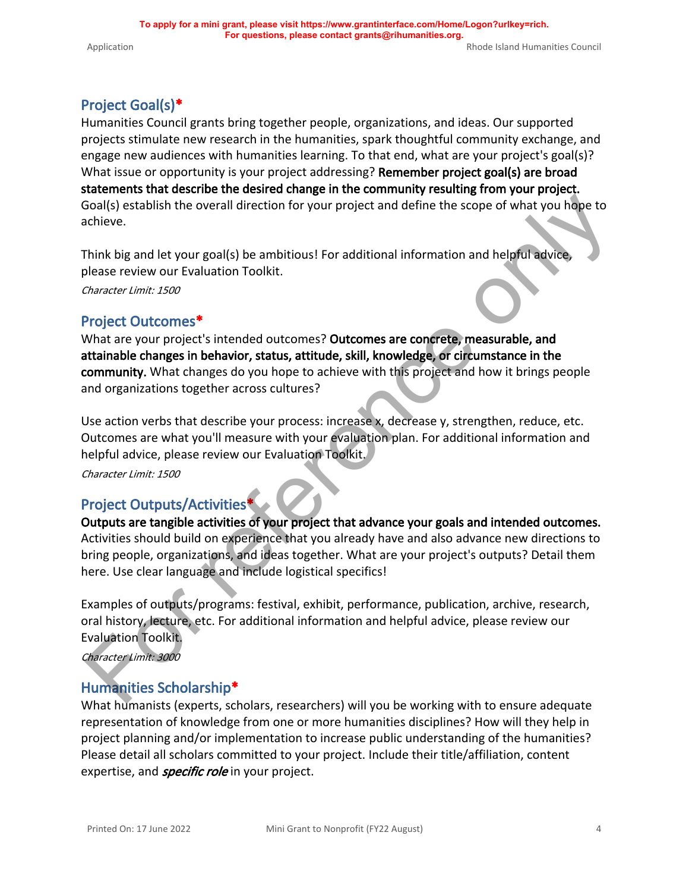## Project Goal(s)*

Humanities Council grants bring together people, organizations, and ideas. Our supported projects stimulate new research in the humanities, spark thoughtful community exchange, and engage new audiences with humanities learning. To that end, what are your project's goal(s)? What issue or opportunity is your project addressing? **Remember project goal(s) are broad statements that describe the desired change in the community resulting from your project.** Goal(s) establish the overall direction for your project and define the scope of what you hope to achieve.

Think big and let your goal(s) be ambitious! For additional information and helpful advice, please review our Evaluation Toolkit.

*Character Limit: 1500*

## Project Outcomes*

What are your project's intended outcomes? **Outcomes are concrete, measurable, and attainable changes in behavior, status, attitude, skill, knowledge, or circumstance in the community.** What changes do you hope to achieve with this project and how it brings people and organizations together across cultures?

Use action verbs that describe your process: increase x, decrease y, strengthen, reduce, etc. Outcomes are what you'll measure with your evaluation plan. For additional information and helpful advice, please review our Evaluation Toolkit.

*Character Limit: 1500*

## Project Outputs/Activities*

**Outputs are tangible activities of your project that advance your goals and intended outcomes.** Activities should build on experience that you already have and also advance new directions to bring people, organizations, and ideas together. What are your project's outputs? Detail them here. Use clear language and include logistical specifics!

Examples of outputs/programs: festival, exhibit, performance, publication, archive, research, oral history, lecture, etc. For additional information and helpful advice, please review our Evaluation Toolkit.

*Character Limit: 3000*

## Humanities Scholarship*

What humanists (experts, scholars, researchers) will you be working with to ensure adequate representation of knowledge from one or more humanities disciplines? How will they help in project planning and/or implementation to increase public understanding of the humanities? Please detail all scholars committed to your project. Include their title/affiliation, content expertise, and ***specific role*** in your project.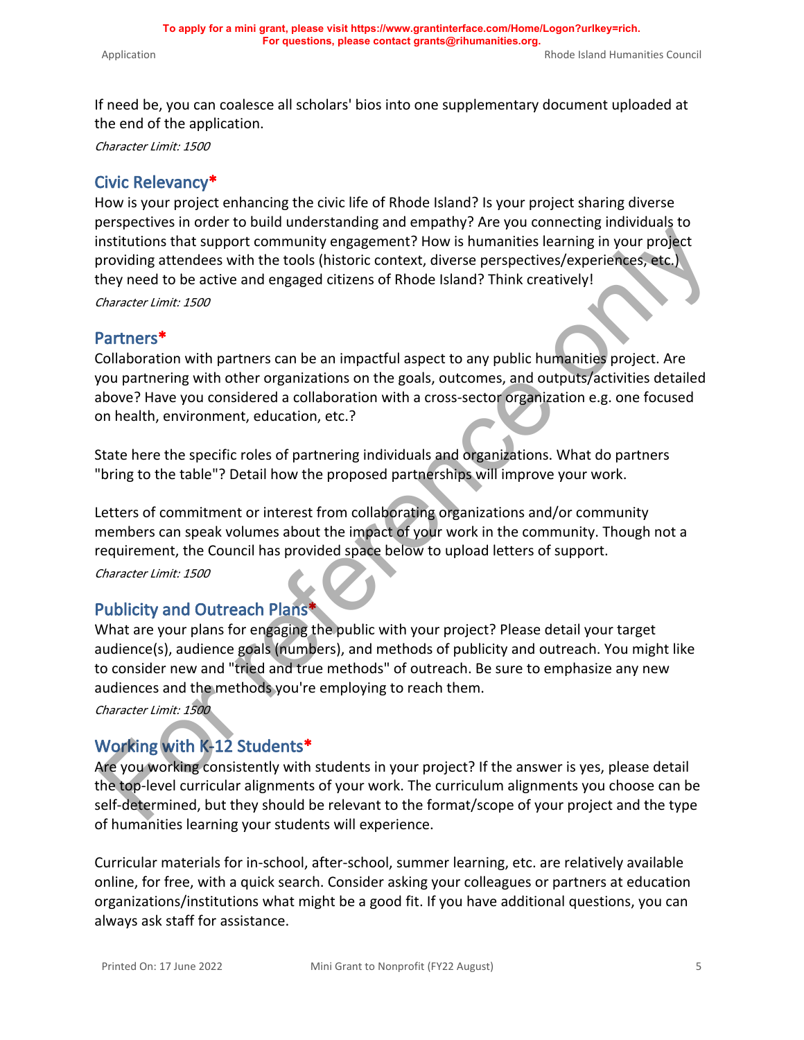If need be, you can coalesce all scholars' bios into one supplementary document uploaded at the end of the application.

*Character Limit: 1500*

## Civic Relevancy*

How is your project enhancing the civic life of Rhode Island? Is your project sharing diverse perspectives in order to build understanding and empathy? Are you connecting individuals to institutions that support community engagement? How is humanities learning in your project providing attendees with the tools (historic context, diverse perspectives/experiences, etc.) they need to be active and engaged citizens of Rhode Island? Think creatively!

*Character Limit: 1500*

## Partners*

Collaboration with partners can be an impactful aspect to any public humanities project. Are you partnering with other organizations on the goals, outcomes, and outputs/activities detailed above? Have you considered a collaboration with a cross-sector organization e.g. one focused on health, environment, education, etc.?

State here the specific roles of partnering individuals and organizations. What do partners "bring to the table"? Detail how the proposed partnerships will improve your work.

Letters of commitment or interest from collaborating organizations and/or community members can speak volumes about the impact of your work in the community. Though not a requirement, the Council has provided space below to upload letters of support.

*Character Limit: 1500*

## Publicity and Outreach Plans*

What are your plans for engaging the public with your project? Please detail your target audience(s), audience goals (numbers), and methods of publicity and outreach. You might like to consider new and "tried and true methods" of outreach. Be sure to emphasize any new audiences and the methods you're employing to reach them.

*Character Limit: 1500*

## Working with K-12 Students*

Are you working consistently with students in your project? If the answer is yes, please detail the top-level curricular alignments of your work. The curriculum alignments you choose can be self-determined, but they should be relevant to the format/scope of your project and the type of humanities learning your students will experience.

Curricular materials for in-school, after-school, summer learning, etc. are relatively available online, for free, with a quick search. Consider asking your colleagues or partners at education organizations/institutions what might be a good fit. If you have additional questions, you can always ask staff for assistance.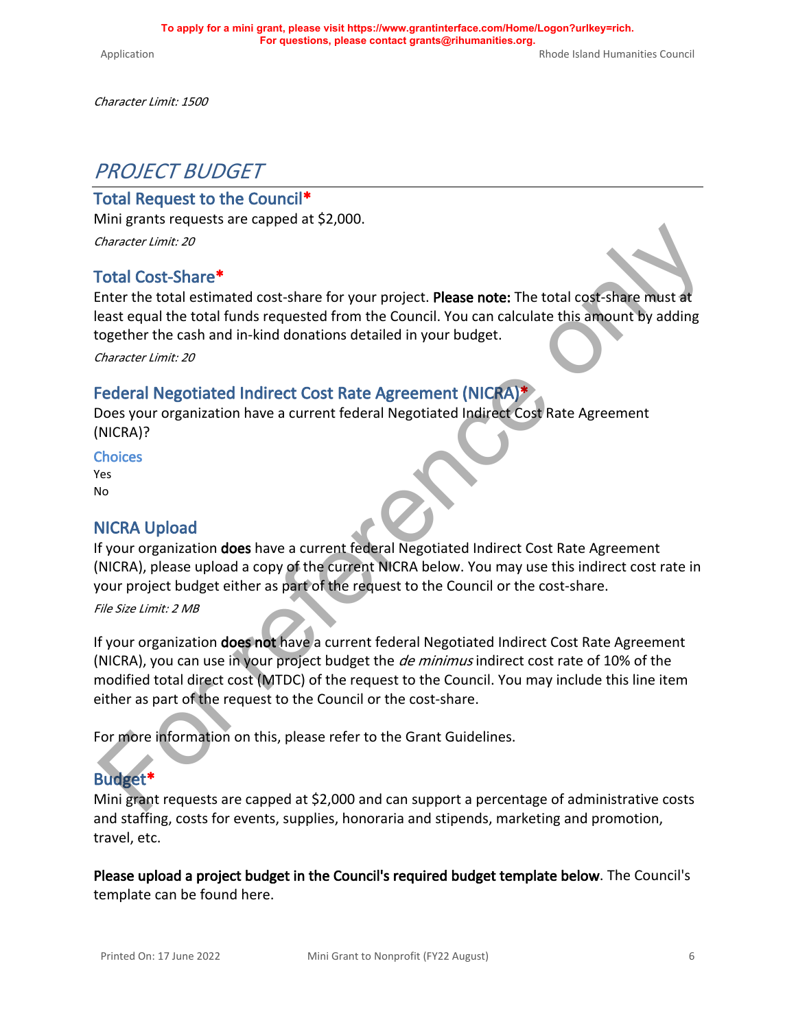*Character Limit: 1500*

# PROJECT BUDGET

## Total Request to the Council*

Mini grants requests are capped at $2,000.

*Character Limit: 20*

## Total Cost-Share*

Enter the total estimated cost-share for your project. **Please note:** The total cost-share must at least equal the total funds requested from the Council. You can calculate this amount by adding together the cash and in-kind donations detailed in your budget.

*Character Limit: 20*

## Federal Negotiated Indirect Cost Rate Agreement (NICRA)*

Does your organization have a current federal Negotiated Indirect Cost Rate Agreement (NICRA)?

### Choices

Yes
No

## NICRA Upload

If your organization **does** have a current federal Negotiated Indirect Cost Rate Agreement (NICRA), please upload a copy of the current NICRA below. You may use this indirect cost rate in your project budget either as part of the request to the Council or the cost-share.

*File Size Limit: 2 MB*

If your organization **does not** have a current federal Negotiated Indirect Cost Rate Agreement (NICRA), you can use in your project budget the *de minimus* indirect cost rate of 10% of the modified total direct cost (MTDC) of the request to the Council. You may include this line item either as part of the request to the Council or the cost-share.

For more information on this, please refer to the Grant Guidelines.

## Budget*

Mini grant requests are capped at $2,000 and can support a percentage of administrative costs and staffing, costs for events, supplies, honoraria and stipends, marketing and promotion, travel, etc.

**Please upload a project budget in the Council's required budget template below**. The Council's template can be found here.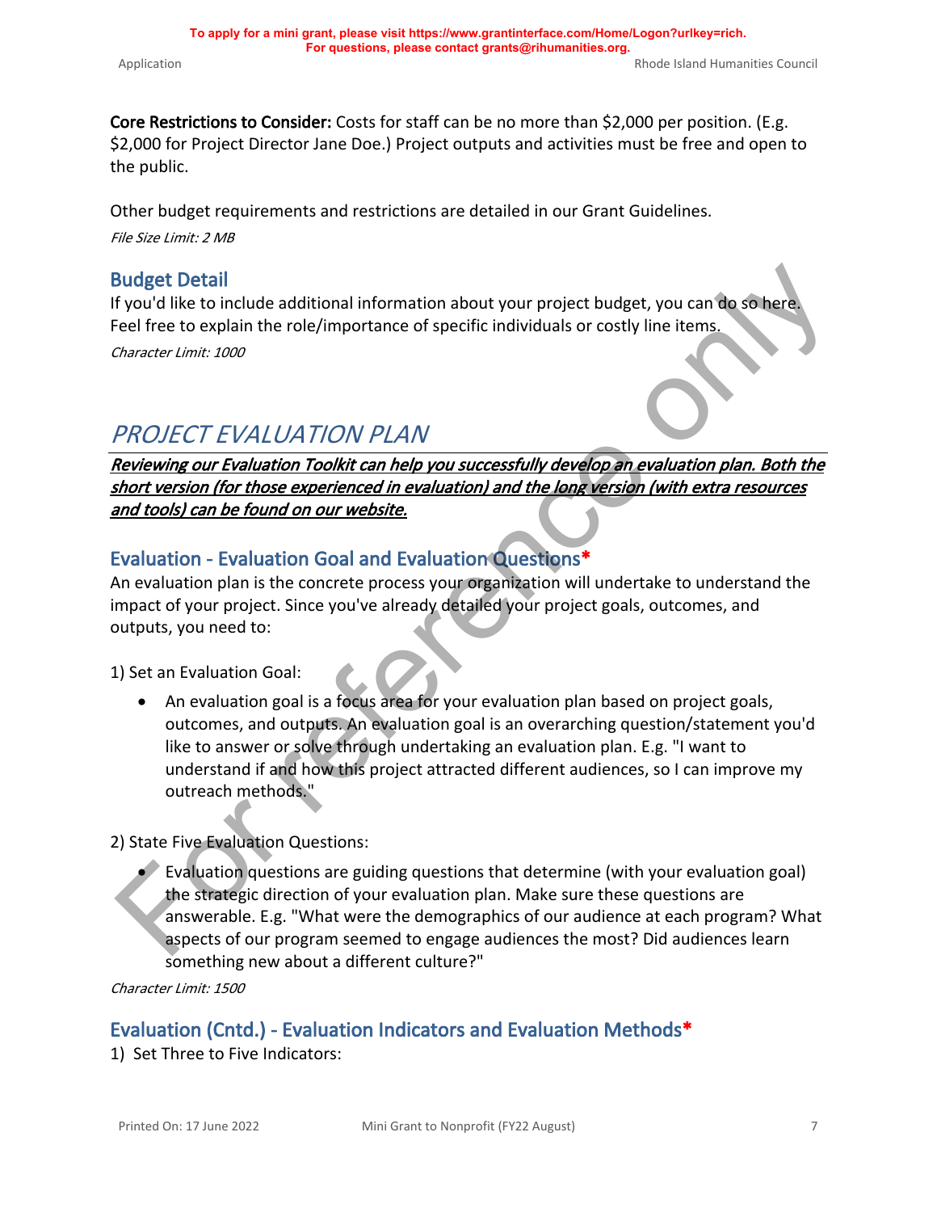**Core Restrictions to Consider:** Costs for staff can be no more than $2,000 per position. (E.g. $2,000 for Project Director Jane Doe.) Project outputs and activities must be free and open to the public.

Other budget requirements and restrictions are detailed in our Grant Guidelines.

*File Size Limit: 2 MB*

### Budget Detail

If you'd like to include additional information about your project budget, you can do so here. Feel free to explain the role/importance of specific individuals or costly line items.

*Character Limit: 1000*

## *PROJECT EVALUATION PLAN*

***Reviewing our Evaluation Toolkit can help you successfully develop an evaluation plan. Both the short version (for those experienced in evaluation) and the long version (with extra resources and tools) can be found on our website.***

### Evaluation - Evaluation Goal and Evaluation Questions*

An evaluation plan is the concrete process your organization will undertake to understand the impact of your project. Since you've already detailed your project goals, outcomes, and outputs, you need to:

1) Set an Evaluation Goal:

- An evaluation goal is a focus area for your evaluation plan based on project goals, outcomes, and outputs. An evaluation goal is an overarching question/statement you'd like to answer or solve through undertaking an evaluation plan. E.g. "I want to understand if and how this project attracted different audiences, so I can improve my outreach methods."

2) State Five Evaluation Questions:

- Evaluation questions are guiding questions that determine (with your evaluation goal) the strategic direction of your evaluation plan. Make sure these questions are answerable. E.g. "What were the demographics of our audience at each program? What aspects of our program seemed to engage audiences the most? Did audiences learn something new about a different culture?"

*Character Limit: 1500*

### Evaluation (Cntd.) - Evaluation Indicators and Evaluation Methods*

1) Set Three to Five Indicators: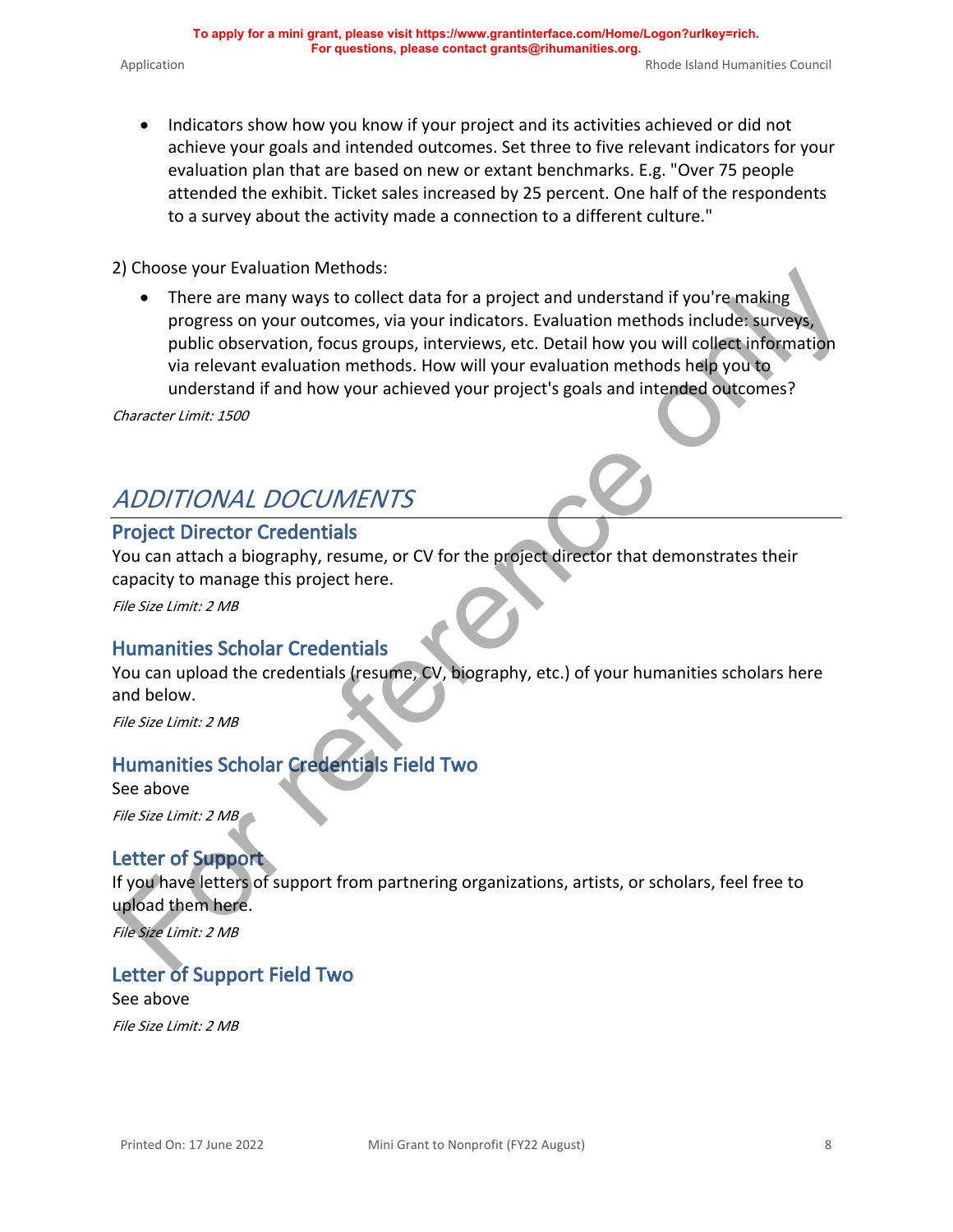- Indicators show how you know if your project and its activities achieved or did not achieve your goals and intended outcomes. Set three to five relevant indicators for your evaluation plan that are based on new or extant benchmarks. E.g. "Over 75 people attended the exhibit. Ticket sales increased by 25 percent. One half of the respondents to a survey about the activity made a connection to a different culture."

2) Choose your Evaluation Methods:

- There are many ways to collect data for a project and understand if you're making progress on your outcomes, via your indicators. Evaluation methods include: surveys, public observation, focus groups, interviews, etc. Detail how you will collect information via relevant evaluation methods. How will your evaluation methods help you to understand if and how your achieved your project's goals and intended outcomes?

*Character Limit: 1500*

# *ADDITIONAL DOCUMENTS*

## Project Director Credentials

You can attach a biography, resume, or CV for the project director that demonstrates their capacity to manage this project here.

*File Size Limit: 2 MB*

## Humanities Scholar Credentials

You can upload the credentials (resume, CV, biography, etc.) of your humanities scholars here and below.

*File Size Limit: 2 MB*

## Humanities Scholar Credentials Field Two

See above

*File Size Limit: 2 MB*

## Letter of Support

If you have letters of support from partnering organizations, artists, or scholars, feel free to upload them here.

*File Size Limit: 2 MB*

## Letter of Support Field Two

See above

*File Size Limit: 2 MB*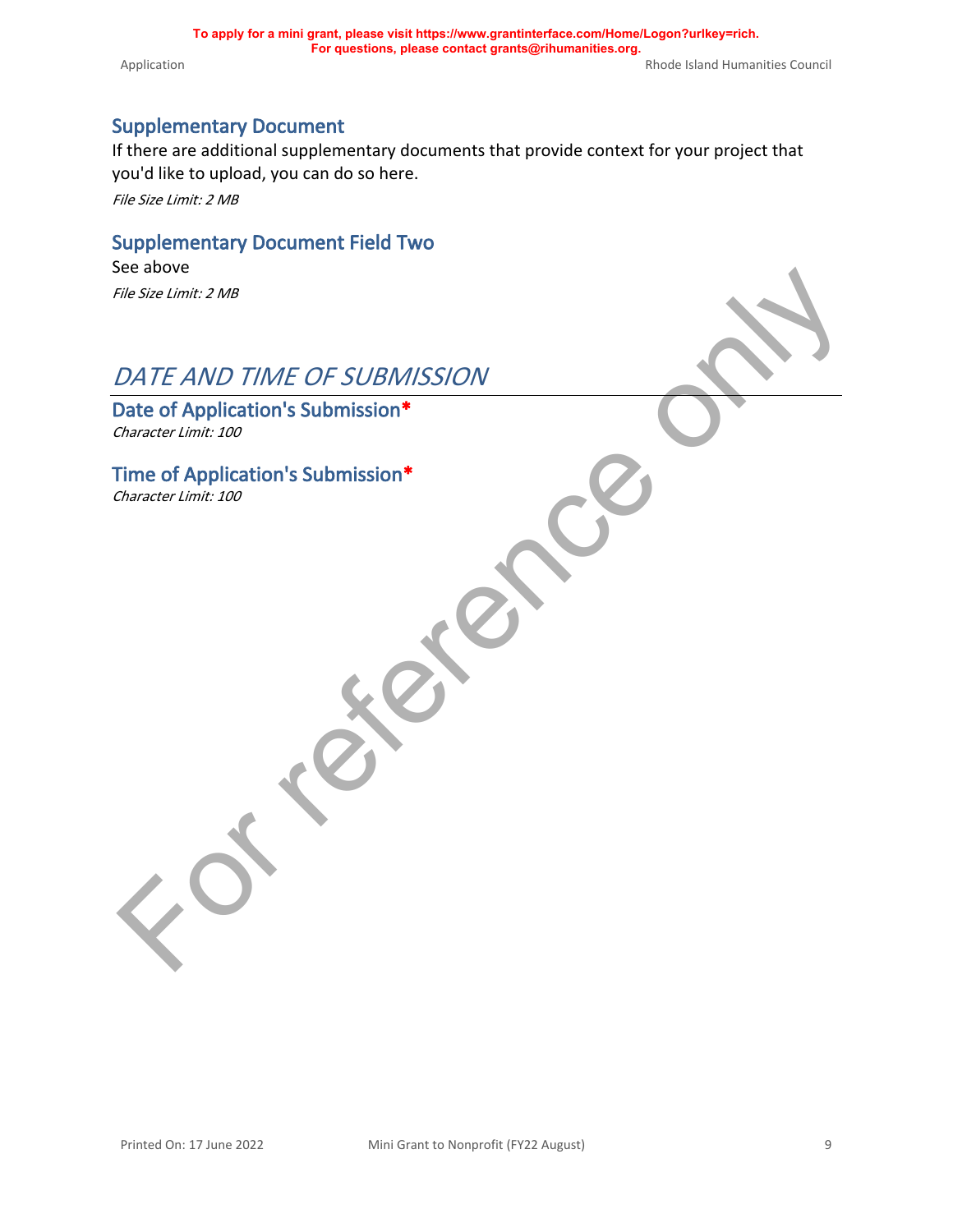## Supplementary Document

If there are additional supplementary documents that provide context for your project that you'd like to upload, you can do so here.

*File Size Limit: 2 MB*

## Supplementary Document Field Two

See above

*File Size Limit: 2 MB*

# *DATE AND TIME OF SUBMISSION*

## Date of Application's Submission*

*Character Limit: 100*

## Time of Application's Submission*

*Character Limit: 100*